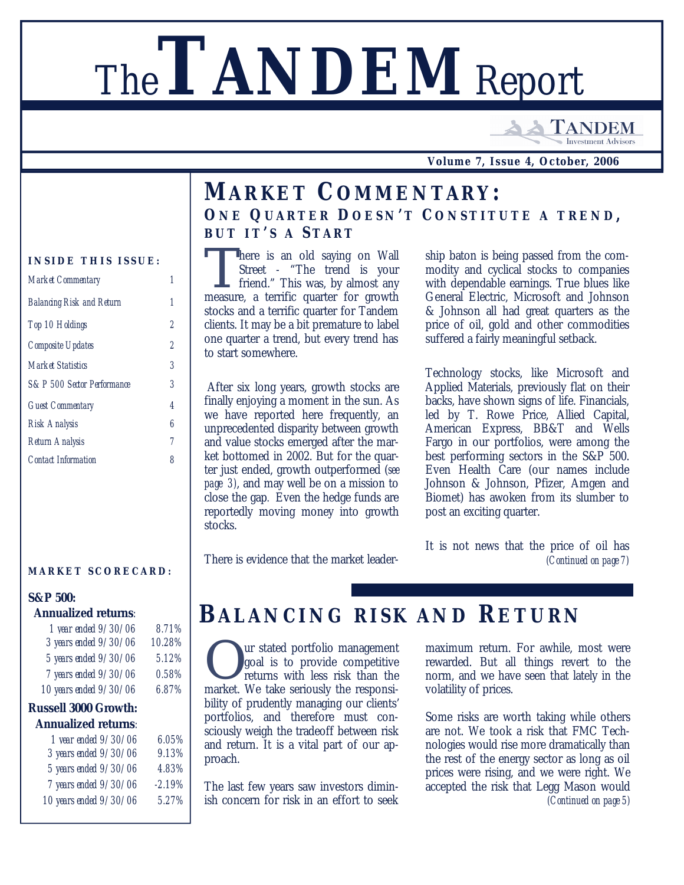# The TANDEM Report

Tandem Investment Advisors

Volume 7, Issue 4, October, 2006

**INSIDE THIS ISSUE:**

| | |
|---|---|
| Market Commentary | 1 |
| Balancing Risk and Return | 1 |
| Top 10 Holdings | 2 |
| Composite Updates | 2 |
| Market Statistics | 3 |
| S&P 500 Sector Performance | 3 |
| Guest Commentary | 4 |
| Risk Analysis | 6 |
| Return Analysis | 7 |
| Contact Information | 8 |

**MARKET SCORECARD:**

**S&P 500:**
**Annualized returns**:

| | |
|---|---|
| 1 year ended 9/30/06 | 8.71% |
| 3 years ended 9/30/06 | 10.28% |
| 5 years ended 9/30/06 | 5.12% |
| 7 years ended 9/30/06 | 0.58% |
| 10 years ended 9/30/06 | 6.87% |

**Russell 3000 Growth:**
**Annualized returns**:

| | |
|---|---|
| 1 year ended 9/30/06 | 6.05% |
| 3 years ended 9/30/06 | 9.13% |
| 5 years ended 9/30/06 | 4.83% |
| 7 years ended 9/30/06 | -2.19% |
| 10 years ended 9/30/06 | 5.27% |

## MARKET COMMENTARY:

### ONE QUARTER DOESN'T CONSTITUTE A TREND, BUT IT'S A START

There is an old saying on Wall Street - "The trend is your friend." This was, by almost any measure, a terrific quarter for growth stocks and a terrific quarter for Tandem clients. It may be a bit premature to label one quarter a trend, but every trend has to start somewhere.

After six long years, growth stocks are finally enjoying a moment in the sun. As we have reported here frequently, an unprecedented disparity between growth and value stocks emerged after the market bottomed in 2002. But for the quarter just ended, growth outperformed (*see page 3*), and may well be on a mission to close the gap. Even the hedge funds are reportedly moving money into growth stocks.

There is evidence that the market leadership baton is being passed from the commodity and cyclical stocks to companies with dependable earnings. True blues like General Electric, Microsoft and Johnson & Johnson all had great quarters as the price of oil, gold and other commodities suffered a fairly meaningful setback.

Technology stocks, like Microsoft and Applied Materials, previously flat on their backs, have shown signs of life. Financials, led by T. Rowe Price, Allied Capital, American Express, BB&T and Wells Fargo in our portfolios, were among the best performing sectors in the S&P 500. Even Health Care (our names include Johnson & Johnson, Pfizer, Amgen and Biomet) has awoken from its slumber to post an exciting quarter.

It is not news that the price of oil has

*(Continued on page 7)*

## BALANCING RISK AND RETURN

Our stated portfolio management goal is to provide competitive returns with less risk than the market. We take seriously the responsibility of prudently managing our clients' portfolios, and therefore must consciously weigh the tradeoff between risk and return. It is a vital part of our approach.

The last few years saw investors diminish concern for risk in an effort to seek maximum return. For awhile, most were rewarded. But all things revert to the norm, and we have seen that lately in the volatility of prices.

Some risks are worth taking while others are not. We took a risk that FMC Technologies would rise more dramatically than the rest of the energy sector as long as oil prices were rising, and we were right. We accepted the risk that Legg Mason would

*(Continued on page 5)*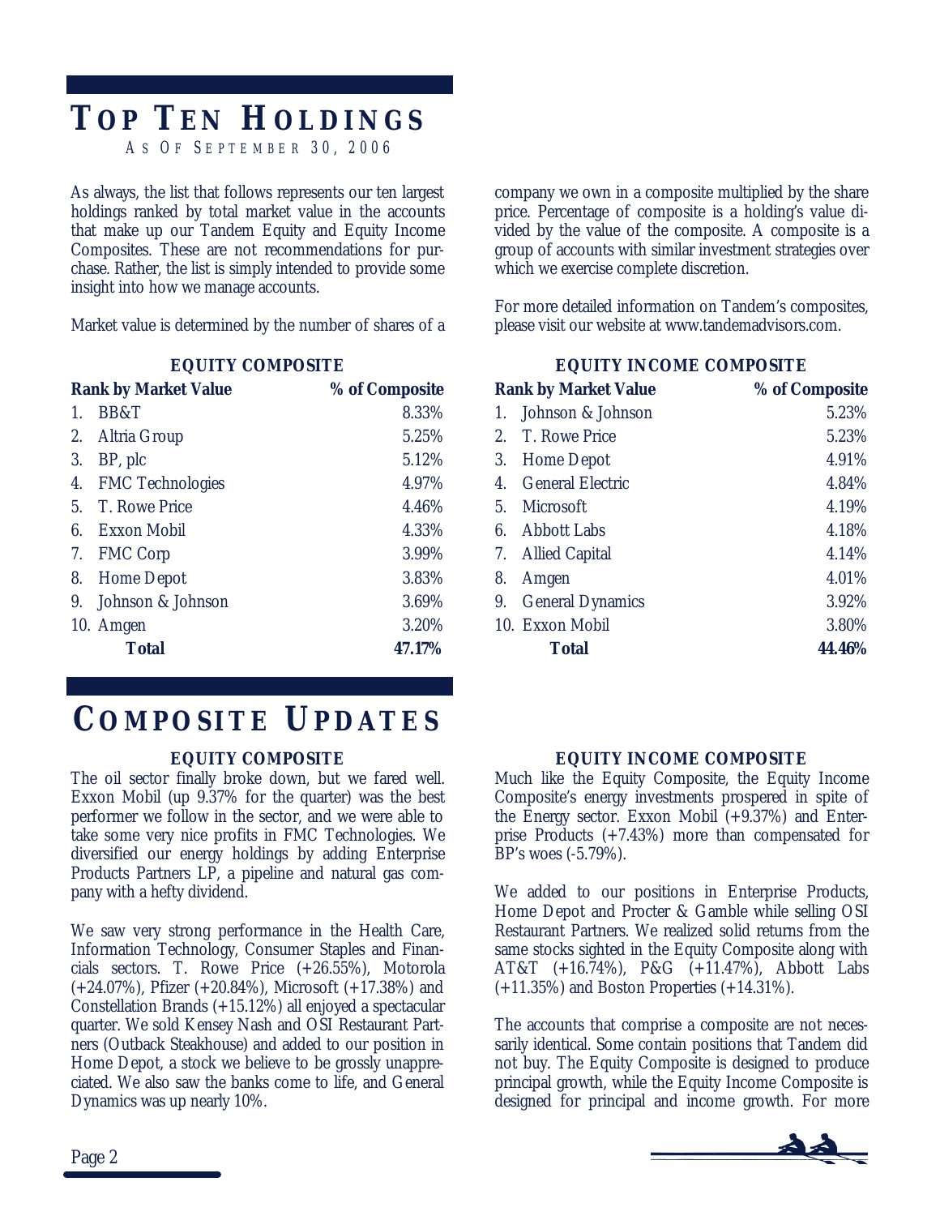# TOP TEN HOLDINGS

AS OF SEPTEMBER 30, 2006

As always, the list that follows represents our ten largest holdings ranked by total market value in the accounts that make up our Tandem Equity and Equity Income Composites. These are not recommendations for purchase. Rather, the list is simply intended to provide some insight into how we manage accounts.

Market value is determined by the number of shares of a company we own in a composite multiplied by the share price. Percentage of composite is a holding's value divided by the value of the composite. A composite is a group of accounts with similar investment strategies over which we exercise complete discretion.

For more detailed information on Tandem's composites, please visit our website at www.tandemadvisors.com.

### EQUITY COMPOSITE

| Rank by Market Value | % of Composite |
|---|---|
| 1. BB&T | 8.33% |
| 2. Altria Group | 5.25% |
| 3. BP, plc | 5.12% |
| 4. FMC Technologies | 4.97% |
| 5. T. Rowe Price | 4.46% |
| 6. Exxon Mobil | 4.33% |
| 7. FMC Corp | 3.99% |
| 8. Home Depot | 3.83% |
| 9. Johnson & Johnson | 3.69% |
| 10. Amgen | 3.20% |
| **Total** | **47.17%** |

### EQUITY INCOME COMPOSITE

| Rank by Market Value | % of Composite |
|---|---|
| 1. Johnson & Johnson | 5.23% |
| 2. T. Rowe Price | 5.23% |
| 3. Home Depot | 4.91% |
| 4. General Electric | 4.84% |
| 5. Microsoft | 4.19% |
| 6. Abbott Labs | 4.18% |
| 7. Allied Capital | 4.14% |
| 8. Amgen | 4.01% |
| 9. General Dynamics | 3.92% |
| 10. Exxon Mobil | 3.80% |
| **Total** | **44.46%** |

# COMPOSITE UPDATES

### EQUITY COMPOSITE

The oil sector finally broke down, but we fared well. Exxon Mobil (up 9.37% for the quarter) was the best performer we follow in the sector, and we were able to take some very nice profits in FMC Technologies. We diversified our energy holdings by adding Enterprise Products Partners LP, a pipeline and natural gas company with a hefty dividend.

We saw very strong performance in the Health Care, Information Technology, Consumer Staples and Financials sectors. T. Rowe Price (+26.55%), Motorola (+24.07%), Pfizer (+20.84%), Microsoft (+17.38%) and Constellation Brands (+15.12%) all enjoyed a spectacular quarter. We sold Kensey Nash and OSI Restaurant Partners (Outback Steakhouse) and added to our position in Home Depot, a stock we believe to be grossly unappreciated. We also saw the banks come to life, and General Dynamics was up nearly 10%.

### EQUITY INCOME COMPOSITE

Much like the Equity Composite, the Equity Income Composite's energy investments prospered in spite of the Energy sector. Exxon Mobil (+9.37%) and Enterprise Products (+7.43%) more than compensated for BP's woes (-5.79%).

We added to our positions in Enterprise Products, Home Depot and Procter & Gamble while selling OSI Restaurant Partners. We realized solid returns from the same stocks sighted in the Equity Composite along with AT&T (+16.74%), P&G (+11.47%), Abbott Labs (+11.35%) and Boston Properties (+14.31%).

The accounts that comprise a composite are not necessarily identical. Some contain positions that Tandem did not buy. The Equity Composite is designed to produce principal growth, while the Equity Income Composite is designed for principal and income growth. For more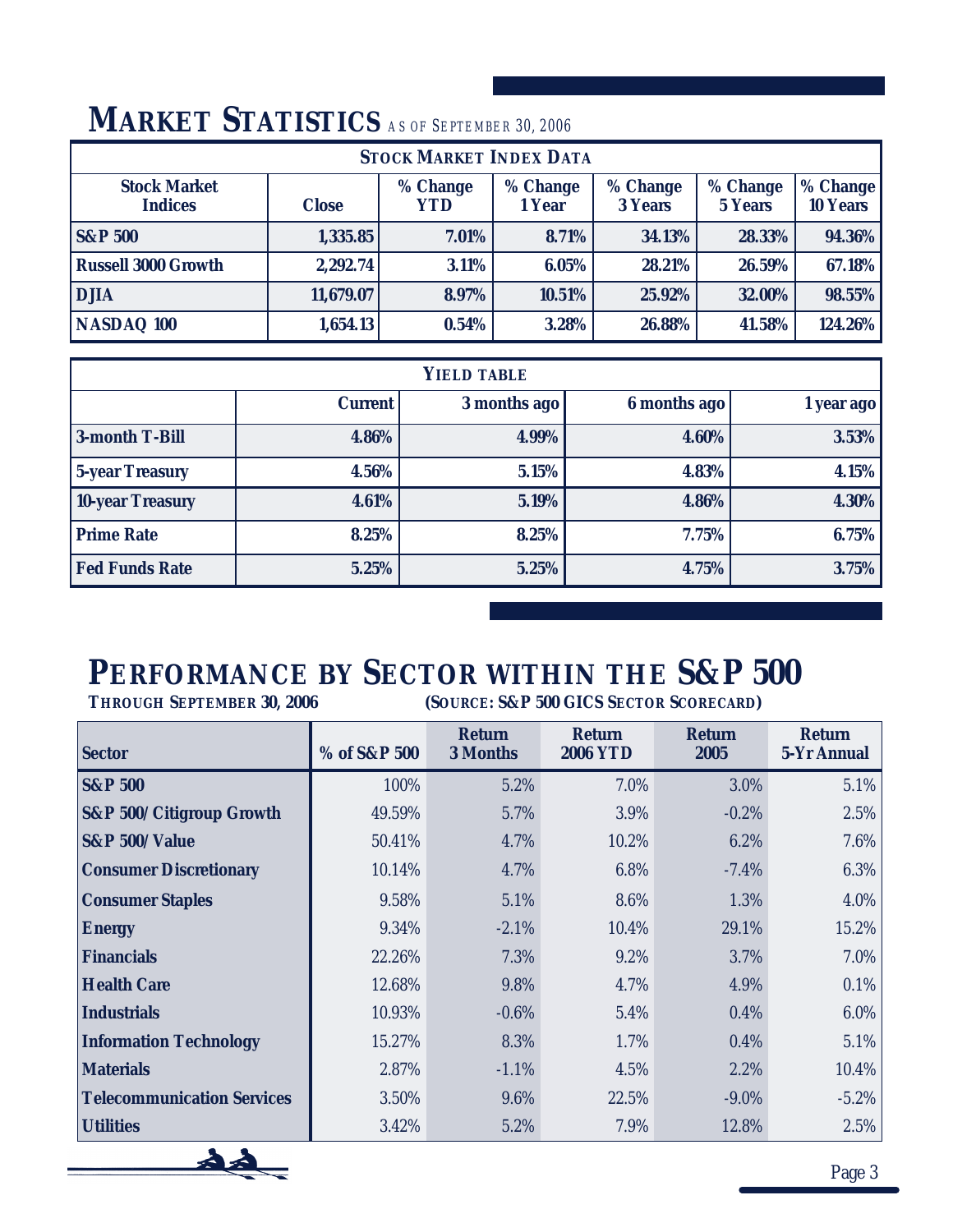# MARKET STATISTICS AS OF SEPTEMBER 30, 2006

| STOCK MARKET INDEX DATA | | | | | | |
|---|---|---|---|---|---|---|
| **Stock Market Indices** | **Close** | **% Change YTD** | **% Change 1 Year** | **% Change 3 Years** | **% Change 5 Years** | **% Change 10 Years** |
| **S&P 500** | 1,335.85 | 7.01% | 8.71% | 34.13% | 28.33% | 94.36% |
| **Russell 3000 Growth** | 2,292.74 | 3.11% | 6.05% | 28.21% | 26.59% | 67.18% |
| **DJIA** | 11,679.07 | 8.97% | 10.51% | 25.92% | 32.00% | 98.55% |
| **NASDAQ 100** | 1,654.13 | 0.54% | 3.28% | 26.88% | 41.58% | 124.26% |

| YIELD TABLE | | | | |
|---|---|---|---|---|
| | **Current** | **3 months ago** | **6 months ago** | **1 year ago** |
| **3-month T-Bill** | 4.86% | 4.99% | 4.60% | 3.53% |
| **5-year Treasury** | 4.56% | 5.15% | 4.83% | 4.15% |
| **10-year Treasury** | 4.61% | 5.19% | 4.86% | 4.30% |
| **Prime Rate** | 8.25% | 8.25% | 7.75% | 6.75% |
| **Fed Funds Rate** | 5.25% | 5.25% | 4.75% | 3.75% |

# PERFORMANCE BY SECTOR WITHIN THE S&P 500

**THROUGH SEPTEMBER 30, 2006** **(SOURCE: S&P 500 GICS SECTOR SCORECARD)**

| Sector | % of S&P 500 | Return 3 Months | Return 2006 YTD | Return 2005 | Return 5-Yr Annual |
|---|---|---|---|---|---|
| **S&P 500** | 100% | 5.2% | 7.0% | 3.0% | 5.1% |
| **S&P 500/Citigroup Growth** | 49.59% | 5.7% | 3.9% | -0.2% | 2.5% |
| **S&P 500/Value** | 50.41% | 4.7% | 10.2% | 6.2% | 7.6% |
| **Consumer Discretionary** | 10.14% | 4.7% | 6.8% | -7.4% | 6.3% |
| **Consumer Staples** | 9.58% | 5.1% | 8.6% | 1.3% | 4.0% |
| **Energy** | 9.34% | -2.1% | 10.4% | 29.1% | 15.2% |
| **Financials** | 22.26% | 7.3% | 9.2% | 3.7% | 7.0% |
| **Health Care** | 12.68% | 9.8% | 4.7% | 4.9% | 0.1% |
| **Industrials** | 10.93% | -0.6% | 5.4% | 0.4% | 6.0% |
| **Information Technology** | 15.27% | 8.3% | 1.7% | 0.4% | 5.1% |
| **Materials** | 2.87% | -1.1% | 4.5% | 2.2% | 10.4% |
| **Telecommunication Services** | 3.50% | 9.6% | 22.5% | -9.0% | -5.2% |
| **Utilities** | 3.42% | 5.2% | 7.9% | 12.8% | 2.5% |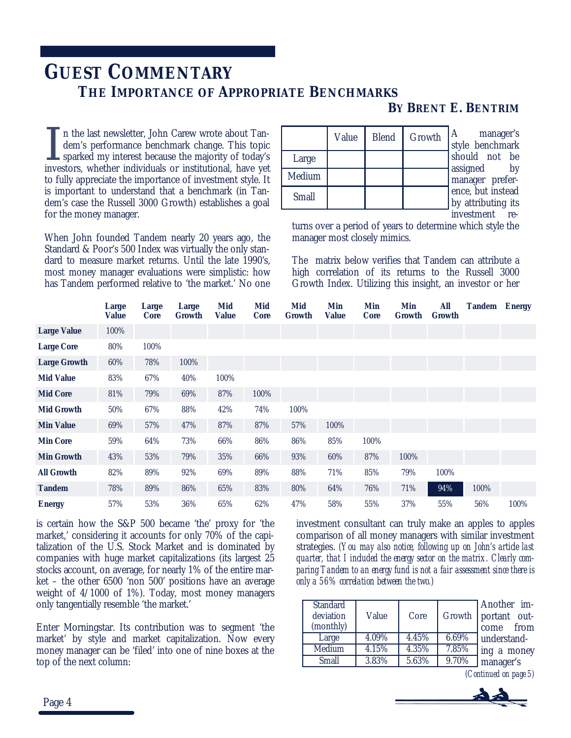# GUEST COMMENTARY

## THE IMPORTANCE OF APPROPRIATE BENCHMARKS

### BY BRENT E. BENTRIM

In the last newsletter, John Carew wrote about Tandem's performance benchmark change. This topic sparked my interest because the majority of today's investors, whether individuals or institutional, have yet to fully appreciate the importance of investment style. It is important to understand that a benchmark (in Tandem's case the Russell 3000 Growth) establishes a goal for the money manager.

When John founded Tandem nearly 20 years ago, the Standard & Poor's 500 Index was virtually the only standard to measure market returns. Until the late 1990's, most money manager evaluations were simplistic: how has Tandem performed relative to 'the market.' No one is certain how the S&P 500 became 'the' proxy for 'the market,' considering it accounts for only 70% of the capitalization of the U.S. Stock Market and is dominated by companies with huge market capitalizations (its largest 25 stocks account, on average, for nearly 1% of the entire market – the other 6500 'non 500' positions have an average weight of 4/1000 of 1%). Today, most money managers only tangentially resemble 'the market.'

Enter Morningstar. Its contribution was to segment 'the market' by style and market capitalization. Now every money manager can be 'filed' into one of nine boxes at the top of the next column:

| | Value | Blend | Growth |
|---|---|---|---|
| Large | | | |
| Medium | | | |
| Small | | | |

A manager's style benchmark should not be assigned by manager preference, but instead by attributing its investment returns over a period of years to determine which style the manager most closely mimics.

The matrix below verifies that Tandem can attribute a high correlation of its returns to the Russell 3000 Growth Index. Utilizing this insight, an investor or her investment consultant can truly make an apples to apples comparison of all money managers with similar investment strategies. *(You may also notice, following up on John's article last quarter, that I included the energy sector on the matrix. Clearly comparing Tandem to an energy fund is not a fair assessment since there is only a 56% correlation between the two.)*

| | Large Value | Large Core | Large Growth | Mid Value | Mid Core | Mid Growth | Min Value | Min Core | Min Growth | All Growth | Tandem | Energy |
|---|---|---|---|---|---|---|---|---|---|---|---|---|
| **Large Value** | 100% | | | | | | | | | | | |
| **Large Core** | 80% | 100% | | | | | | | | | | |
| **Large Growth** | 60% | 78% | 100% | | | | | | | | | |
| **Mid Value** | 83% | 67% | 40% | 100% | | | | | | | | |
| **Mid Core** | 81% | 79% | 69% | 87% | 100% | | | | | | | |
| **Mid Growth** | 50% | 67% | 88% | 42% | 74% | 100% | | | | | | |
| **Min Value** | 69% | 57% | 47% | 87% | 87% | 57% | 100% | | | | | |
| **Min Core** | 59% | 64% | 73% | 66% | 86% | 86% | 85% | 100% | | | | |
| **Min Growth** | 43% | 53% | 79% | 35% | 66% | 93% | 60% | 87% | 100% | | | |
| **All Growth** | 82% | 89% | 92% | 69% | 89% | 88% | 71% | 85% | 79% | 100% | | |
| **Tandem** | 78% | 89% | 86% | 65% | 83% | 80% | 64% | 76% | 71% | 94% | 100% | |
| **Energy** | 57% | 53% | 36% | 65% | 62% | 47% | 58% | 55% | 37% | 55% | 56% | 100% |

| Standard deviation (monthly) | Value | Core | Growth |
|---|---|---|---|
| Large | 4.09% | 4.45% | 6.69% |
| Medium | 4.15% | 4.35% | 7.85% |
| Small | 3.83% | 5.63% | 9.70% |

Another important outcome from understanding a money manager's

*(Continued on page 5)*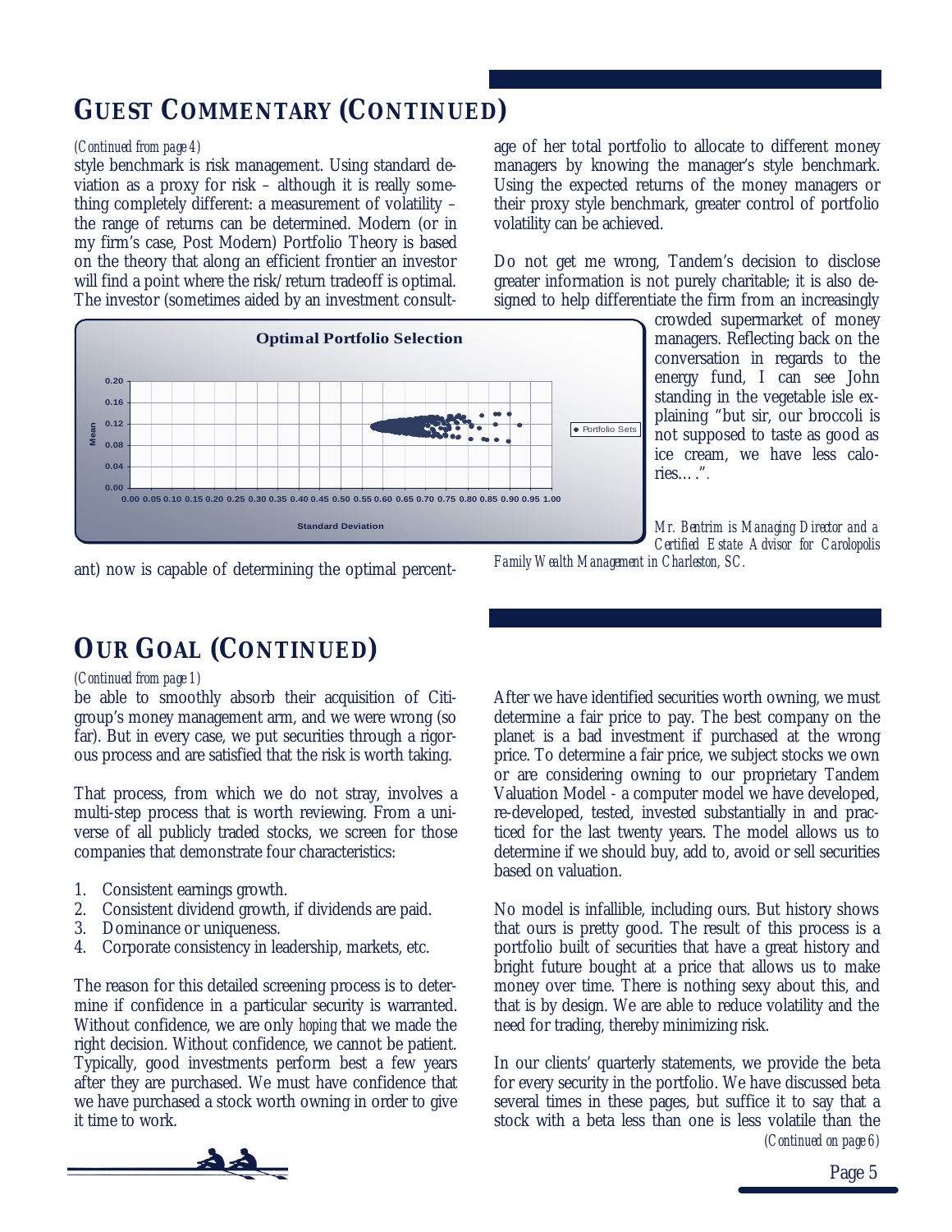## GUEST COMMENTARY (CONTINUED)

*(Continued from page 4)*

style benchmark is risk management. Using standard deviation as a proxy for risk – although it is really something completely different: a measurement of volatility – the range of returns can be determined. Modern (or in my firm's case, Post Modern) Portfolio Theory is based on the theory that along an efficient frontier an investor will find a point where the risk/return tradeoff is optimal. The investor (sometimes aided by an investment consultant) now is capable of determining the optimal percentage of her total portfolio to allocate to different money managers by knowing the manager's style benchmark. Using the expected returns of the money managers or their proxy style benchmark, greater control of portfolio volatility can be achieved.

Do not get me wrong, Tandem's decision to disclose greater information is not purely charitable; it is also designed to help differentiate the firm from an increasingly crowded supermarket of money managers. Reflecting back on the conversation in regards to the energy fund, I can see John standing in the vegetable isle explaining "but sir, our broccoli is not supposed to taste as good as ice cream, we have less calories….".

*Mr. Bentrim is Managing Director and a Certified Estate Advisor for Carolopolis Family Wealth Management in Charleston, SC.*

## OUR GOAL (CONTINUED)

*(Continued from page 1)*

be able to smoothly absorb their acquisition of Citigroup's money management arm, and we were wrong (so far). But in every case, we put securities through a rigorous process and are satisfied that the risk is worth taking.

That process, from which we do not stray, involves a multi-step process that is worth reviewing. From a universe of all publicly traded stocks, we screen for those companies that demonstrate four characteristics:

1. Consistent earnings growth.
2. Consistent dividend growth, if dividends are paid.
3. Dominance or uniqueness.
4. Corporate consistency in leadership, markets, etc.

The reason for this detailed screening process is to determine if confidence in a particular security is warranted. Without confidence, we are only *hoping* that we made the right decision. Without confidence, we cannot be patient. Typically, good investments perform best a few years after they are purchased. We must have confidence that we have purchased a stock worth owning in order to give it time to work.

After we have identified securities worth owning, we must determine a fair price to pay. The best company on the planet is a bad investment if purchased at the wrong price. To determine a fair price, we subject stocks we own or are considering owning to our proprietary Tandem Valuation Model - a computer model we have developed, re-developed, tested, invested substantially in and practiced for the last twenty years. The model allows us to determine if we should buy, add to, avoid or sell securities based on valuation.

No model is infallible, including ours. But history shows that ours is pretty good. The result of this process is a portfolio built of securities that have a great history and bright future bought at a price that allows us to make money over time. There is nothing sexy about this, and that is by design. We are able to reduce volatility and the need for trading, thereby minimizing risk.

In our clients' quarterly statements, we provide the beta for every security in the portfolio. We have discussed beta several times in these pages, but suffice it to say that a stock with a beta less than one is less volatile than the

*(Continued on page 6)*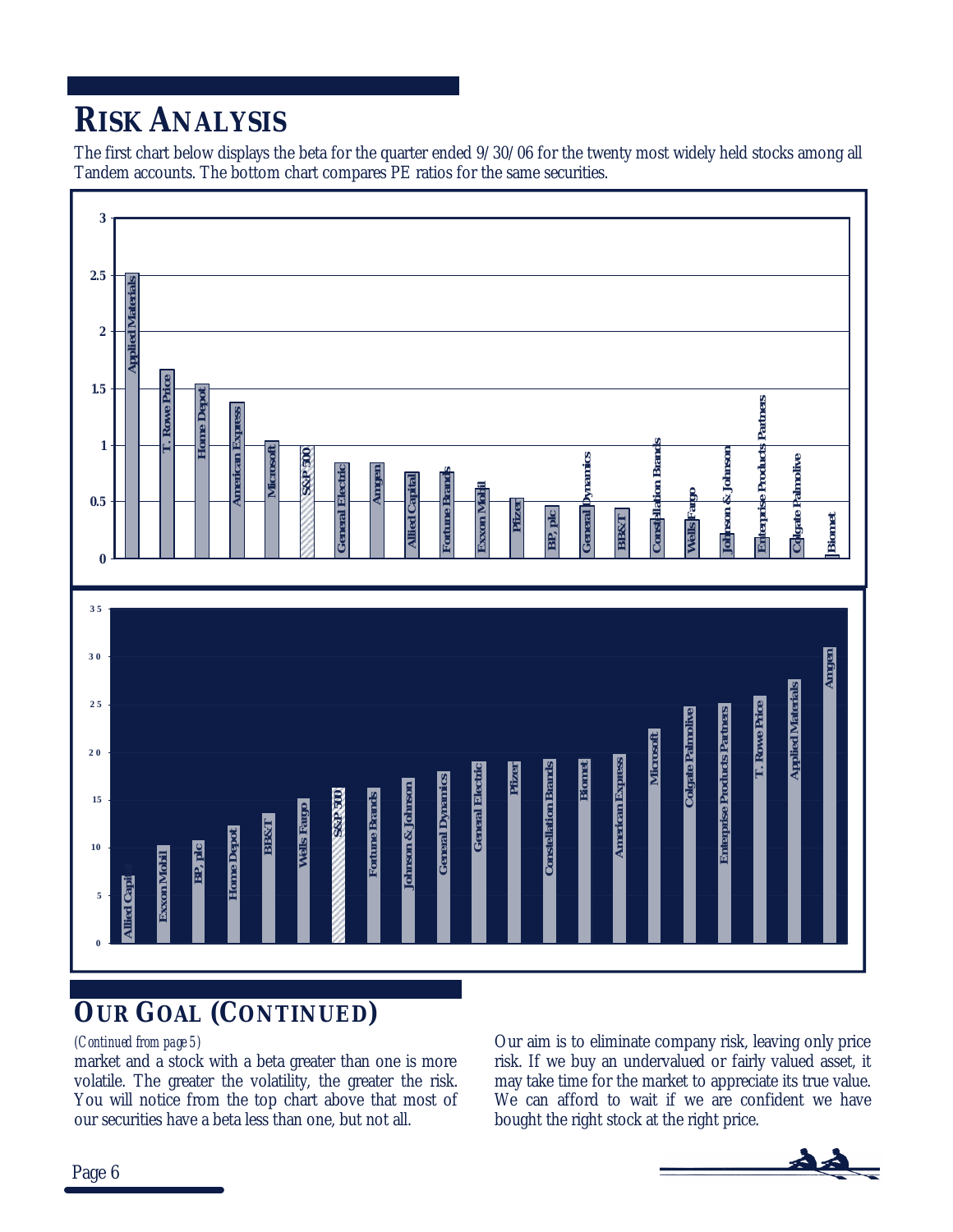# RISK ANALYSIS

The first chart below displays the beta for the quarter ended 9/30/06 for the twenty most widely held stocks among all Tandem accounts. The bottom chart compares PE ratios for the same securities.

## OUR GOAL (CONTINUED)

*(Continued from page 5)*

market and a stock with a beta greater than one is more volatile. The greater the volatility, the greater the risk. You will notice from the top chart above that most of our securities have a beta less than one, but not all.

Our aim is to eliminate company risk, leaving only price risk. If we buy an undervalued or fairly valued asset, it may take time for the market to appreciate its true value. We can afford to wait if we are confident we have bought the right stock at the right price.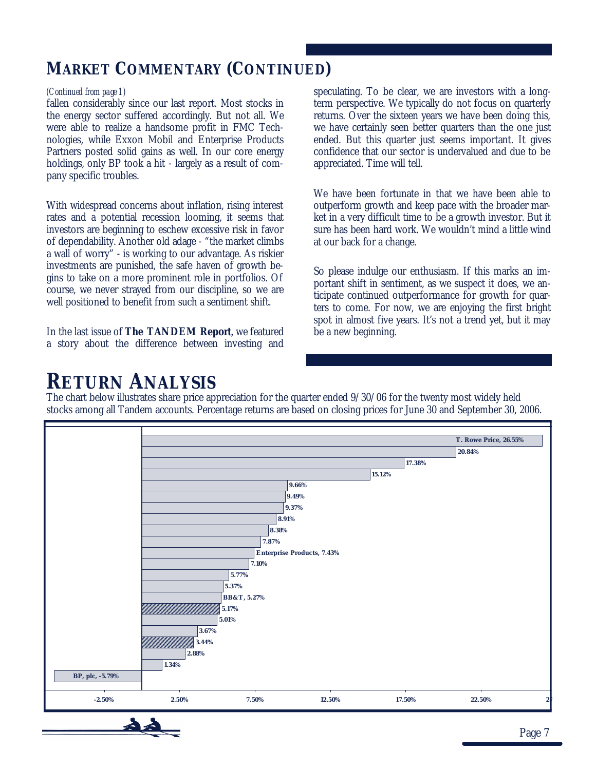## MARKET COMMENTARY (CONTINUED)

*(Continued from page 1)*

fallen considerably since our last report. Most stocks in the energy sector suffered accordingly. But not all. We were able to realize a handsome profit in FMC Technologies, while Exxon Mobil and Enterprise Products Partners posted solid gains as well. In our core energy holdings, only BP took a hit - largely as a result of company specific troubles.

With widespread concerns about inflation, rising interest rates and a potential recession looming, it seems that investors are beginning to eschew excessive risk in favor of dependability. Another old adage - "the market climbs a wall of worry" - is working to our advantage. As riskier investments are punished, the safe haven of growth begins to take on a more prominent role in portfolios. Of course, we never strayed from our discipline, so we are well positioned to benefit from such a sentiment shift.

In the last issue of **The TANDEM Report**, we featured a story about the difference between investing and speculating. To be clear, we are investors with a long-term perspective. We typically do not focus on quarterly returns. Over the sixteen years we have been doing this, we have certainly seen better quarters than the one just ended. But this quarter just seems important. It gives confidence that our sector is undervalued and due to be appreciated. Time will tell.

We have been fortunate in that we have been able to outperform growth and keep pace with the broader market in a very difficult time to be a growth investor. But it sure has been hard work. We wouldn't mind a little wind at our back for a change.

So please indulge our enthusiasm. If this marks an important shift in sentiment, as we suspect it does, we anticipate continued outperformance for growth for quarters to come. For now, we are enjoying the first bright spot in almost five years. It's not a trend yet, but it may be a new beginning.

## RETURN ANALYSIS

The chart below illustrates share price appreciation for the quarter ended 9/30/06 for the twenty most widely held stocks among all Tandem accounts. Percentage returns are based on closing prices for June 30 and September 30, 2006.

| Stock | Return |
|---|---|
| T. Rowe Price | 26.55% |
| | 20.84% |
| | 17.38% |
| | 15.12% |
| | 9.66% |
| | 9.49% |
| | 9.37% |
| | 8.91% |
| | 8.38% |
| | 7.87% |
| Enterprise Products | 7.43% |
| | 7.10% |
| | 5.77% |
| | 5.37% |
| BB&T | 5.27% |
| | 5.17% |
| | 5.01% |
| | 3.67% |
| | 3.44% |
| | 2.88% |
| | 1.34% |
| BP, plc | -5.79% |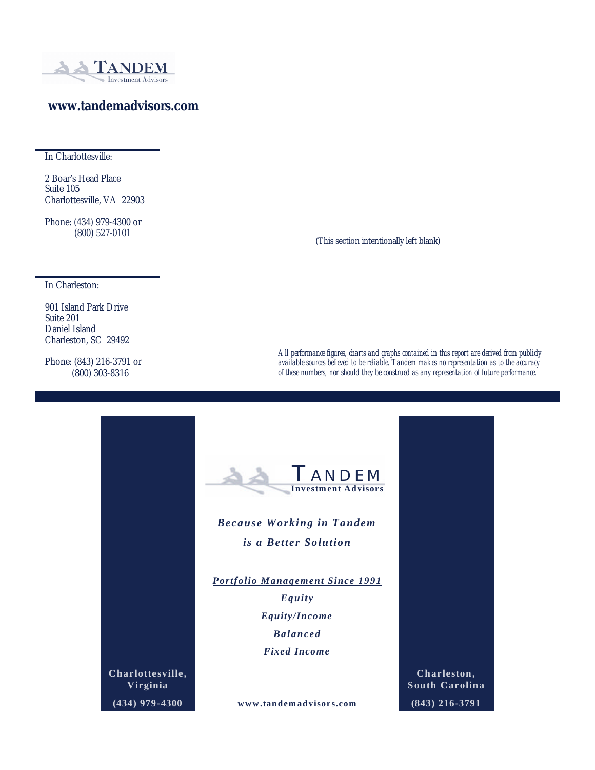TANDEM
Investment Advisors

**www.tandemadvisors.com**

In Charlottesville:

2 Boar's Head Place
Suite 105
Charlottesville, VA 22903

Phone: (434) 979-4300 or
(800) 527-0101

(This section intentionally left blank)

In Charleston:

901 Island Park Drive
Suite 201
Daniel Island
Charleston, SC 29492

Phone: (843) 216-3791 or
(800) 303-8316

*All performance figures, charts and graphs contained in this report are derived from publicly available sources believed to be reliable. Tandem makes no representation as to the accuracy of these numbers, nor should they be construed as any representation of future performance.*

---

**Charlottesville, Virginia**

**(434) 979-4300**

TANDEM
**Investment Advisors**

***Because Working in Tandem is a Better Solution***

***<u>Portfolio Management Since 1991</u>***

***Equity***

***Equity/Income***

***Balanced***

***Fixed Income***

**www.tandemadvisors.com**

**Charleston, South Carolina**

**(843) 216-3791**